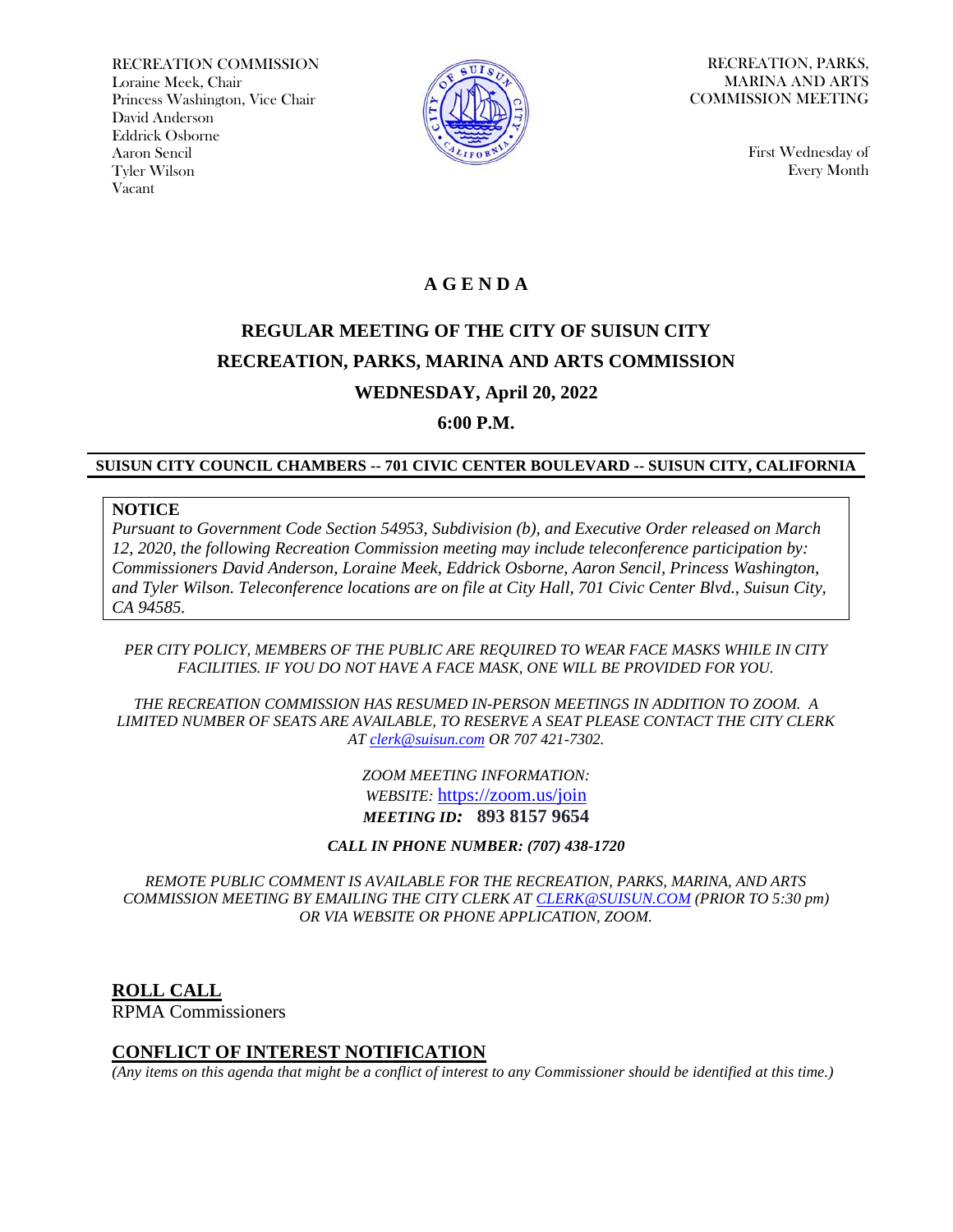RECREATION COMMISSION
Loraine Meek, Chair
Princess Washington, Vice Chair
David Anderson
Eddrick Osborne
Aaron Sencil
Tyler Wilson
Vacant

RECREATION, PARKS, MARINA AND ARTS COMMISSION MEETING

First Wednesday of Every Month

# A G E N D A

## REGULAR MEETING OF THE CITY OF SUISUN CITY RECREATION, PARKS, MARINA AND ARTS COMMISSION

## WEDNESDAY, April 20, 2022

## 6:00 P.M.

**SUISUN CITY COUNCIL CHAMBERS -- 701 CIVIC CENTER BOULEVARD -- SUISUN CITY, CALIFORNIA**

**NOTICE**

*Pursuant to Government Code Section 54953, Subdivision (b), and Executive Order released on March 12, 2020, the following Recreation Commission meeting may include teleconference participation by: Commissioners David Anderson, Loraine Meek, Eddrick Osborne, Aaron Sencil, Princess Washington, and Tyler Wilson. Teleconference locations are on file at City Hall, 701 Civic Center Blvd., Suisun City, CA 94585.*

*PER CITY POLICY, MEMBERS OF THE PUBLIC ARE REQUIRED TO WEAR FACE MASKS WHILE IN CITY FACILITIES. IF YOU DO NOT HAVE A FACE MASK, ONE WILL BE PROVIDED FOR YOU.*

*THE RECREATION COMMISSION HAS RESUMED IN-PERSON MEETINGS IN ADDITION TO ZOOM. A LIMITED NUMBER OF SEATS ARE AVAILABLE, TO RESERVE A SEAT PLEASE CONTACT THE CITY CLERK AT clerk@suisun.com OR 707 421-7302.*

*ZOOM MEETING INFORMATION:*
*WEBSITE:* https://zoom.us/join
***MEETING ID:* 893 8157 9654**

***CALL IN PHONE NUMBER: (707) 438-1720***

*REMOTE PUBLIC COMMENT IS AVAILABLE FOR THE RECREATION, PARKS, MARINA, AND ARTS COMMISSION MEETING BY EMAILING THE CITY CLERK AT CLERK@SUISUN.COM (PRIOR TO 5:30 pm) OR VIA WEBSITE OR PHONE APPLICATION, ZOOM.*

## ROLL CALL

RPMA Commissioners

## CONFLICT OF INTEREST NOTIFICATION

*(Any items on this agenda that might be a conflict of interest to any Commissioner should be identified at this time.)*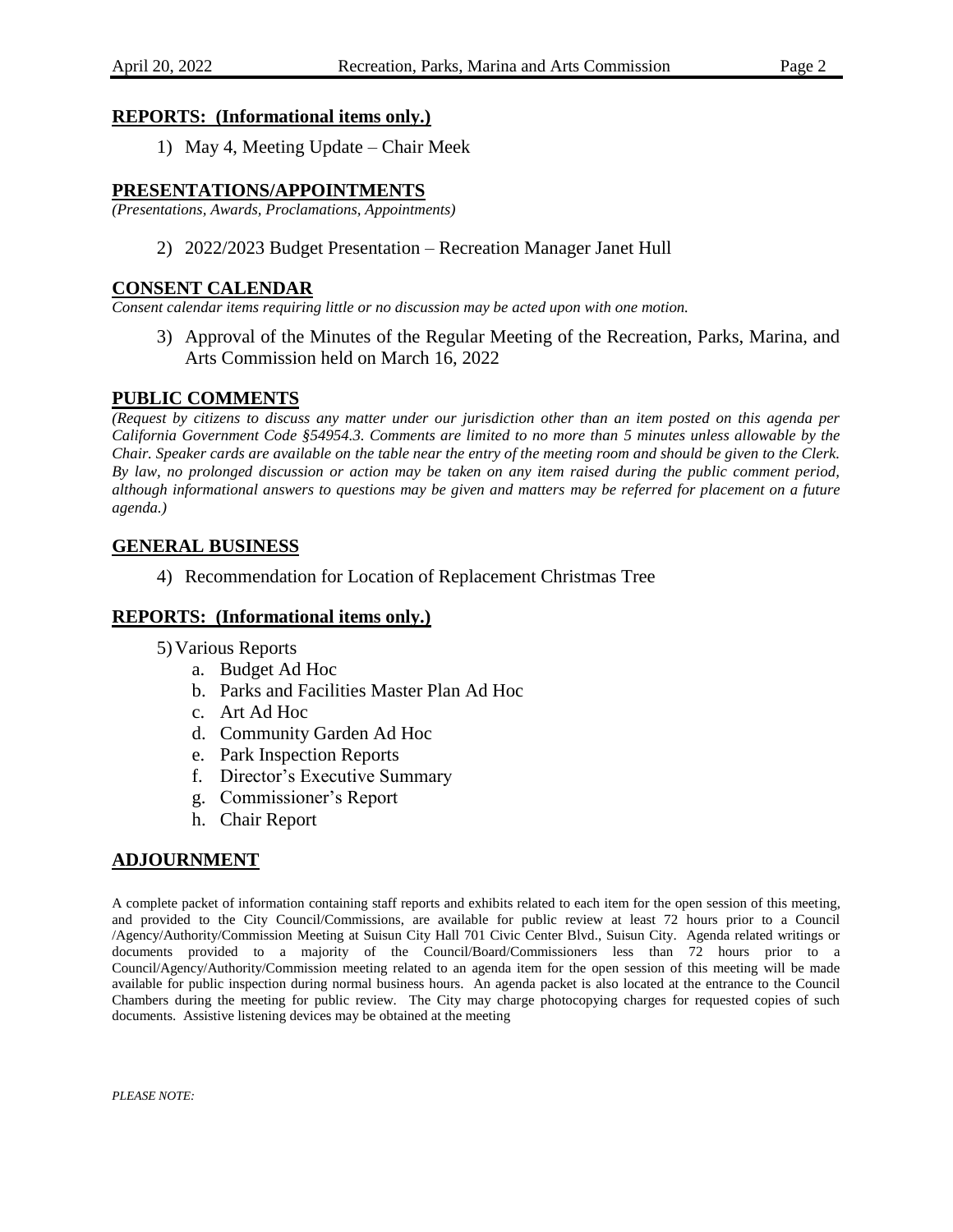## REPORTS: (Informational items only.)

1) May 4, Meeting Update – Chair Meek

## PRESENTATIONS/APPOINTMENTS

*(Presentations, Awards, Proclamations, Appointments)*

2) 2022/2023 Budget Presentation – Recreation Manager Janet Hull

## CONSENT CALENDAR

*Consent calendar items requiring little or no discussion may be acted upon with one motion.*

3) Approval of the Minutes of the Regular Meeting of the Recreation, Parks, Marina, and Arts Commission held on March 16, 2022

## PUBLIC COMMENTS

*(Request by citizens to discuss any matter under our jurisdiction other than an item posted on this agenda per California Government Code §54954.3. Comments are limited to no more than 5 minutes unless allowable by the Chair. Speaker cards are available on the table near the entry of the meeting room and should be given to the Clerk. By law, no prolonged discussion or action may be taken on any item raised during the public comment period, although informational answers to questions may be given and matters may be referred for placement on a future agenda.)*

## GENERAL BUSINESS

4) Recommendation for Location of Replacement Christmas Tree

## REPORTS: (Informational items only.)

5) Various Reports
   a. Budget Ad Hoc
   b. Parks and Facilities Master Plan Ad Hoc
   c. Art Ad Hoc
   d. Community Garden Ad Hoc
   e. Park Inspection Reports
   f. Director's Executive Summary
   g. Commissioner's Report
   h. Chair Report

## ADJOURNMENT

A complete packet of information containing staff reports and exhibits related to each item for the open session of this meeting, and provided to the City Council/Commissions, are available for public review at least 72 hours prior to a Council /Agency/Authority/Commission Meeting at Suisun City Hall 701 Civic Center Blvd., Suisun City. Agenda related writings or documents provided to a majority of the Council/Board/Commissioners less than 72 hours prior to a Council/Agency/Authority/Commission meeting related to an agenda item for the open session of this meeting will be made available for public inspection during normal business hours. An agenda packet is also located at the entrance to the Council Chambers during the meeting for public review. The City may charge photocopying charges for requested copies of such documents. Assistive listening devices may be obtained at the meeting

*PLEASE NOTE:*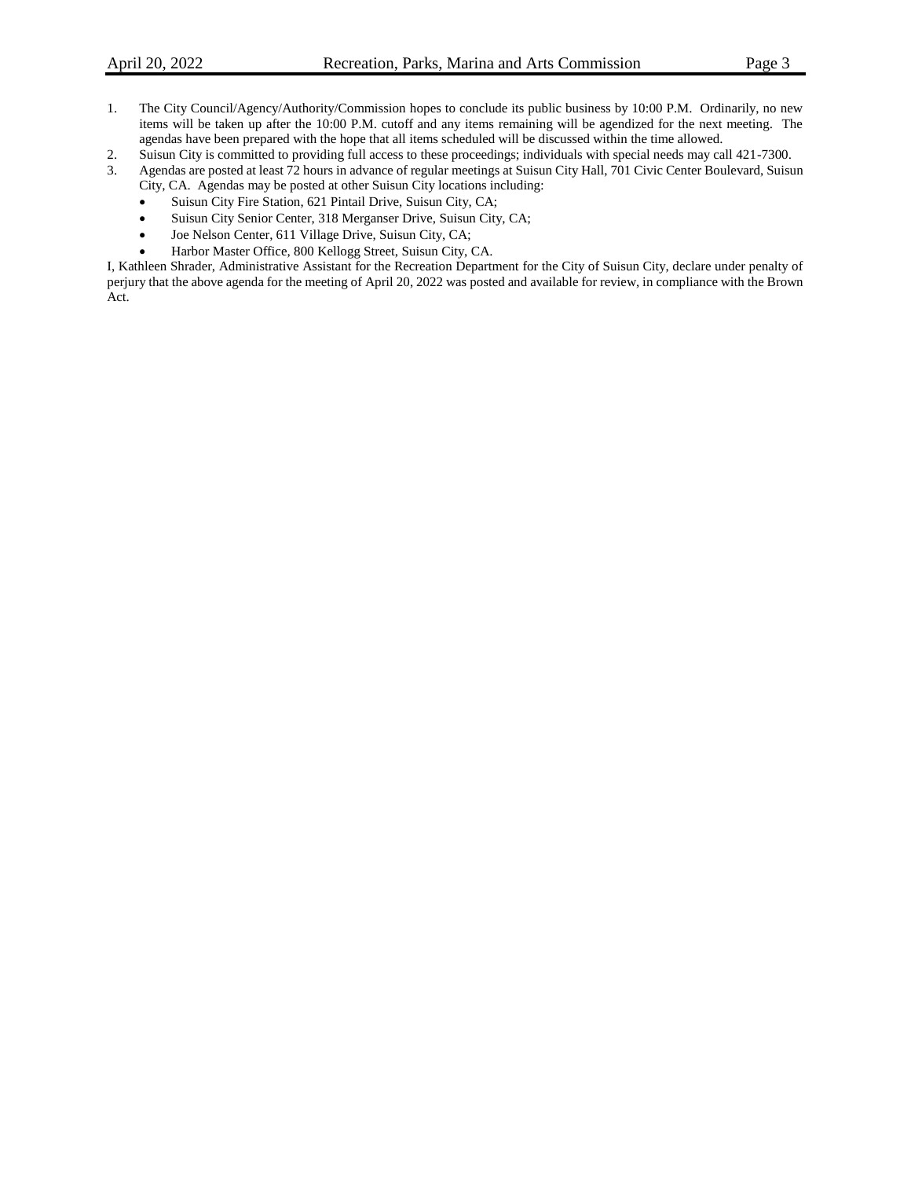1. The City Council/Agency/Authority/Commission hopes to conclude its public business by 10:00 P.M. Ordinarily, no new items will be taken up after the 10:00 P.M. cutoff and any items remaining will be agendized for the next meeting. The agendas have been prepared with the hope that all items scheduled will be discussed within the time allowed.
2. Suisun City is committed to providing full access to these proceedings; individuals with special needs may call 421-7300.
3. Agendas are posted at least 72 hours in advance of regular meetings at Suisun City Hall, 701 Civic Center Boulevard, Suisun City, CA. Agendas may be posted at other Suisun City locations including:
   - Suisun City Fire Station, 621 Pintail Drive, Suisun City, CA;
   - Suisun City Senior Center, 318 Merganser Drive, Suisun City, CA;
   - Joe Nelson Center, 611 Village Drive, Suisun City, CA;
   - Harbor Master Office, 800 Kellogg Street, Suisun City, CA.

I, Kathleen Shrader, Administrative Assistant for the Recreation Department for the City of Suisun City, declare under penalty of perjury that the above agenda for the meeting of April 20, 2022 was posted and available for review, in compliance with the Brown Act.